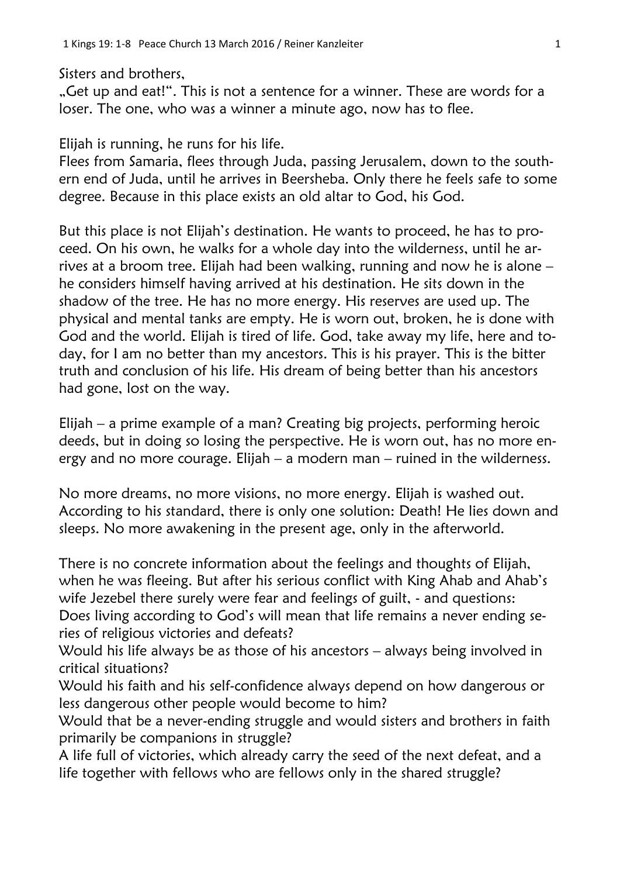Sisters and brothers,
„Get up and eat!". This is not a sentence for a winner. These are words for a loser. The one, who was a winner a minute ago, now has to flee.

Elijah is running, he runs for his life.
Flees from Samaria, flees through Juda, passing Jerusalem, down to the southern end of Juda, until he arrives in Beersheba. Only there he feels safe to some degree. Because in this place exists an old altar to God, his God.

But this place is not Elijah's destination. He wants to proceed, he has to proceed. On his own, he walks for a whole day into the wilderness, until he arrives at a broom tree. Elijah had been walking, running and now he is alone – he considers himself having arrived at his destination. He sits down in the shadow of the tree. He has no more energy. His reserves are used up. The physical and mental tanks are empty. He is worn out, broken, he is done with God and the world. Elijah is tired of life. God, take away my life, here and today, for I am no better than my ancestors. This is his prayer. This is the bitter truth and conclusion of his life. His dream of being better than his ancestors had gone, lost on the way.

Elijah – a prime example of a man? Creating big projects, performing heroic deeds, but in doing so losing the perspective. He is worn out, has no more energy and no more courage. Elijah – a modern man – ruined in the wilderness.

No more dreams, no more visions, no more energy. Elijah is washed out. According to his standard, there is only one solution: Death! He lies down and sleeps. No more awakening in the present age, only in the afterworld.

There is no concrete information about the feelings and thoughts of Elijah, when he was fleeing. But after his serious conflict with King Ahab and Ahab's wife Jezebel there surely were fear and feelings of guilt, - and questions:
Does living according to God's will mean that life remains a never ending series of religious victories and defeats?
Would his life always be as those of his ancestors – always being involved in critical situations?
Would his faith and his self-confidence always depend on how dangerous or less dangerous other people would become to him?
Would that be a never-ending struggle and would sisters and brothers in faith primarily be companions in struggle?
A life full of victories, which already carry the seed of the next defeat, and a life together with fellows who are fellows only in the shared struggle?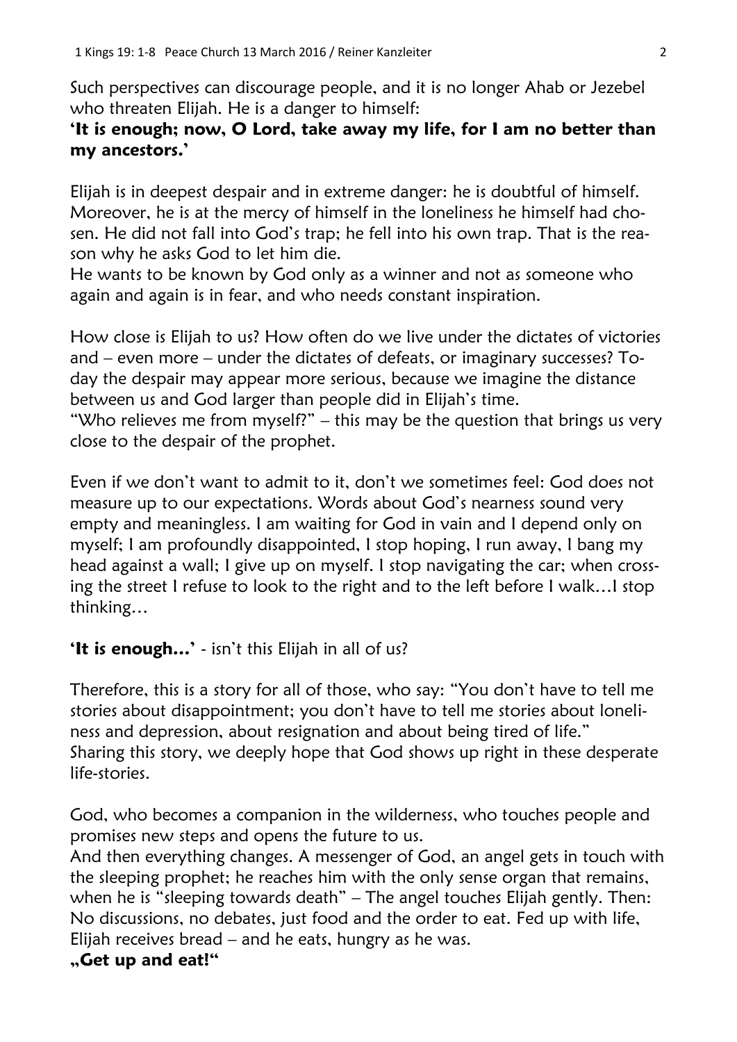Such perspectives can discourage people, and it is no longer Ahab or Jezebel who threaten Elijah. He is a danger to himself:
**'It is enough; now, O Lord, take away my life, for I am no better than my ancestors.'**

Elijah is in deepest despair and in extreme danger: he is doubtful of himself. Moreover, he is at the mercy of himself in the loneliness he himself had chosen. He did not fall into God's trap; he fell into his own trap. That is the reason why he asks God to let him die.
He wants to be known by God only as a winner and not as someone who again and again is in fear, and who needs constant inspiration.

How close is Elijah to us? How often do we live under the dictates of victories and – even more – under the dictates of defeats, or imaginary successes? Today the despair may appear more serious, because we imagine the distance between us and God larger than people did in Elijah's time.
"Who relieves me from myself?" – this may be the question that brings us very close to the despair of the prophet.

Even if we don't want to admit to it, don't we sometimes feel: God does not measure up to our expectations. Words about God's nearness sound very empty and meaningless. I am waiting for God in vain and I depend only on myself; I am profoundly disappointed, I stop hoping, I run away, I bang my head against a wall; I give up on myself. I stop navigating the car; when crossing the street I refuse to look to the right and to the left before I walk…I stop thinking…

**'It is enough…'** - isn't this Elijah in all of us?

Therefore, this is a story for all of those, who say: "You don't have to tell me stories about disappointment; you don't have to tell me stories about loneliness and depression, about resignation and about being tired of life."
Sharing this story, we deeply hope that God shows up right in these desperate life-stories.

God, who becomes a companion in the wilderness, who touches people and promises new steps and opens the future to us.
And then everything changes. A messenger of God, an angel gets in touch with the sleeping prophet; he reaches him with the only sense organ that remains, when he is "sleeping towards death" – The angel touches Elijah gently. Then: No discussions, no debates, just food and the order to eat. Fed up with life, Elijah receives bread – and he eats, hungry as he was.
**„Get up and eat!"**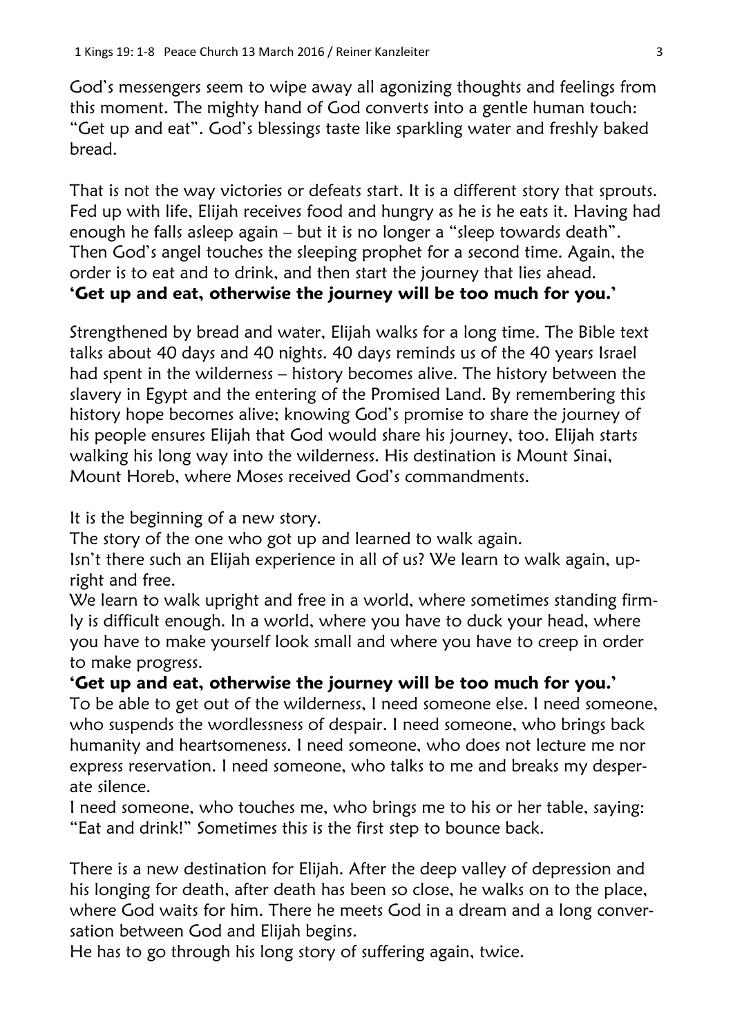God's messengers seem to wipe away all agonizing thoughts and feelings from this moment. The mighty hand of God converts into a gentle human touch: "Get up and eat". God's blessings taste like sparkling water and freshly baked bread.

That is not the way victories or defeats start. It is a different story that sprouts. Fed up with life, Elijah receives food and hungry as he is he eats it. Having had enough he falls asleep again – but it is no longer a "sleep towards death". Then God's angel touches the sleeping prophet for a second time. Again, the order is to eat and to drink, and then start the journey that lies ahead.
**'Get up and eat, otherwise the journey will be too much for you.'**

Strengthened by bread and water, Elijah walks for a long time. The Bible text talks about 40 days and 40 nights. 40 days reminds us of the 40 years Israel had spent in the wilderness – history becomes alive. The history between the slavery in Egypt and the entering of the Promised Land. By remembering this history hope becomes alive; knowing God's promise to share the journey of his people ensures Elijah that God would share his journey, too. Elijah starts walking his long way into the wilderness. His destination is Mount Sinai, Mount Horeb, where Moses received God's commandments.

It is the beginning of a new story.
The story of the one who got up and learned to walk again.
Isn't there such an Elijah experience in all of us? We learn to walk again, upright and free.
We learn to walk upright and free in a world, where sometimes standing firmly is difficult enough. In a world, where you have to duck your head, where you have to make yourself look small and where you have to creep in order to make progress.
**'Get up and eat, otherwise the journey will be too much for you.'**
To be able to get out of the wilderness, I need someone else. I need someone, who suspends the wordlessness of despair. I need someone, who brings back humanity and heartsomeness. I need someone, who does not lecture me nor express reservation. I need someone, who talks to me and breaks my desperate silence.
I need someone, who touches me, who brings me to his or her table, saying: "Eat and drink!" Sometimes this is the first step to bounce back.

There is a new destination for Elijah. After the deep valley of depression and his longing for death, after death has been so close, he walks on to the place, where God waits for him. There he meets God in a dream and a long conversation between God and Elijah begins.
He has to go through his long story of suffering again, twice.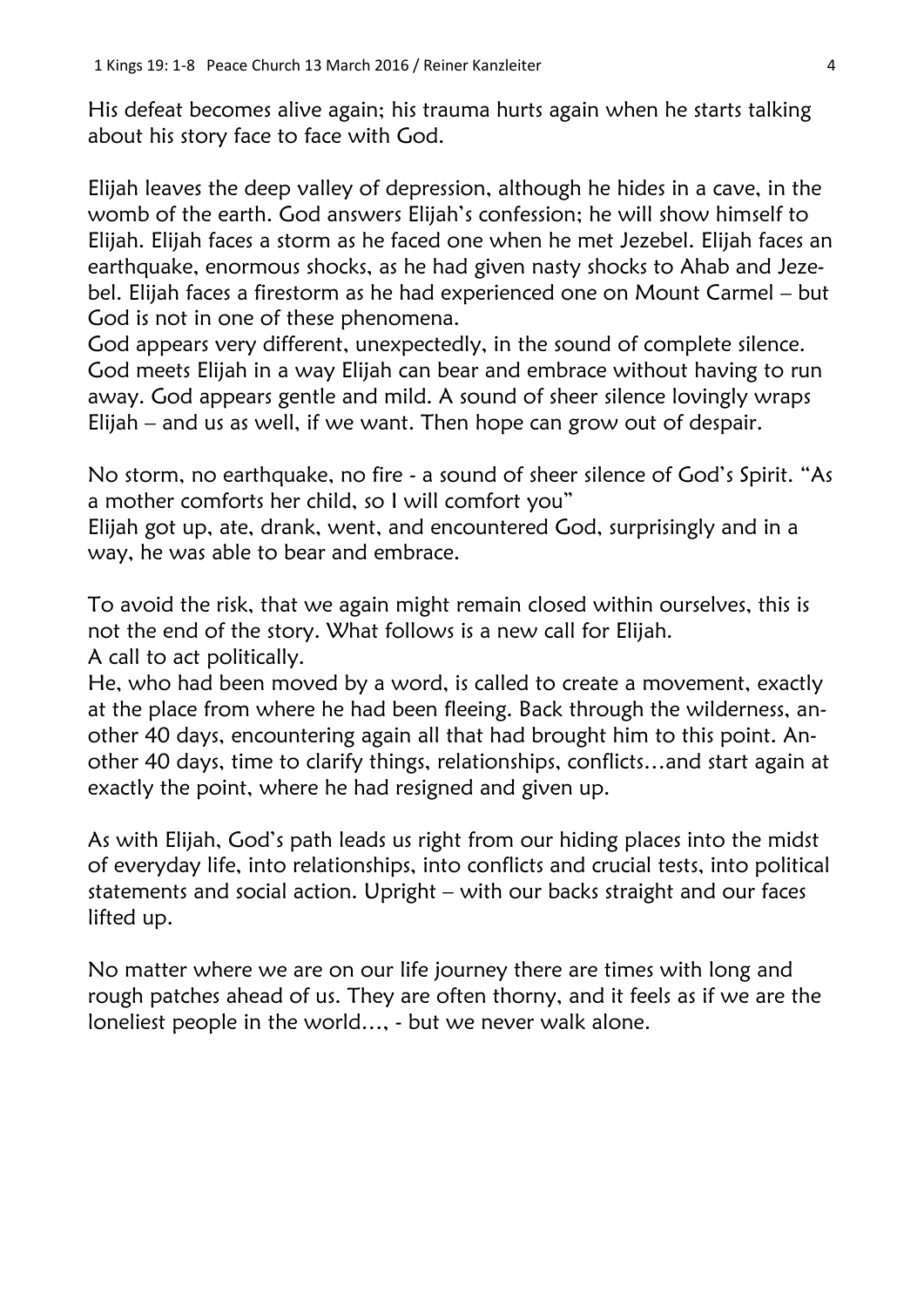His defeat becomes alive again; his trauma hurts again when he starts talking about his story face to face with God.

Elijah leaves the deep valley of depression, although he hides in a cave, in the womb of the earth. God answers Elijah's confession; he will show himself to Elijah. Elijah faces a storm as he faced one when he met Jezebel. Elijah faces an earthquake, enormous shocks, as he had given nasty shocks to Ahab and Jezebel. Elijah faces a firestorm as he had experienced one on Mount Carmel – but God is not in one of these phenomena.
God appears very different, unexpectedly, in the sound of complete silence. God meets Elijah in a way Elijah can bear and embrace without having to run away. God appears gentle and mild. A sound of sheer silence lovingly wraps Elijah – and us as well, if we want. Then hope can grow out of despair.

No storm, no earthquake, no fire - a sound of sheer silence of God's Spirit. "As a mother comforts her child, so I will comfort you"
Elijah got up, ate, drank, went, and encountered God, surprisingly and in a way, he was able to bear and embrace.

To avoid the risk, that we again might remain closed within ourselves, this is not the end of the story. What follows is a new call for Elijah.
A call to act politically.
He, who had been moved by a word, is called to create a movement, exactly at the place from where he had been fleeing. Back through the wilderness, another 40 days, encountering again all that had brought him to this point. Another 40 days, time to clarify things, relationships, conflicts…and start again at exactly the point, where he had resigned and given up.

As with Elijah, God's path leads us right from our hiding places into the midst of everyday life, into relationships, into conflicts and crucial tests, into political statements and social action. Upright – with our backs straight and our faces lifted up.

No matter where we are on our life journey there are times with long and rough patches ahead of us. They are often thorny, and it feels as if we are the loneliest people in the world…, - but we never walk alone.